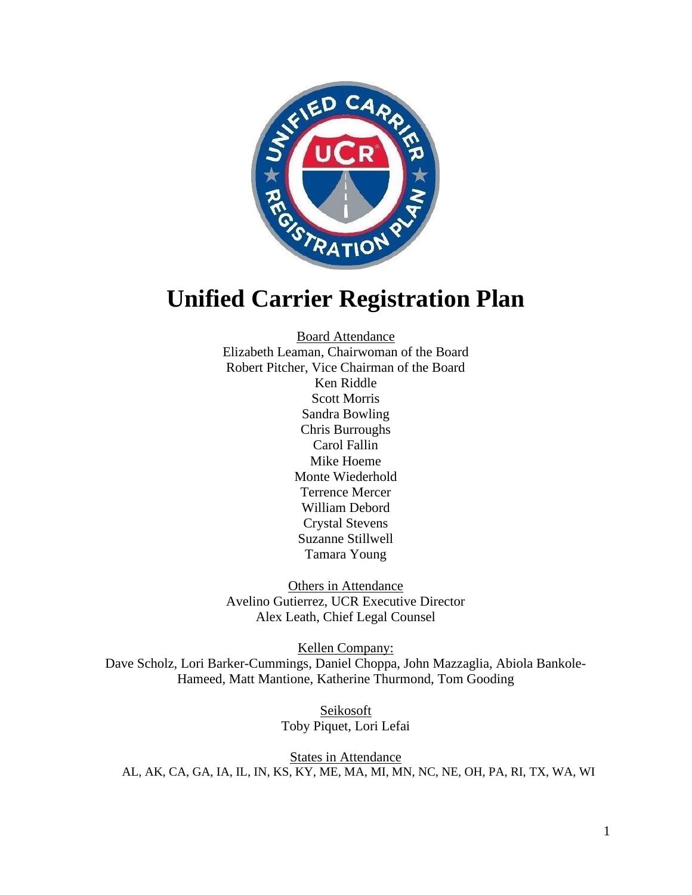# Unified Carrier Registration Plan

Board Attendance
Elizabeth Leaman, Chairwoman of the Board
Robert Pitcher, Vice Chairman of the Board
Ken Riddle
Scott Morris
Sandra Bowling
Chris Burroughs
Carol Fallin
Mike Hoeme
Monte Wiederhold
Terrence Mercer
William Debord
Crystal Stevens
Suzanne Stillwell
Tamara Young

Others in Attendance
Avelino Gutierrez, UCR Executive Director
Alex Leath, Chief Legal Counsel

Kellen Company:
Dave Scholz, Lori Barker-Cummings, Daniel Choppa, John Mazzaglia, Abiola Bankole-Hameed, Matt Mantione, Katherine Thurmond, Tom Gooding

Seikosoft
Toby Piquet, Lori Lefai

States in Attendance
AL, AK, CA, GA, IA, IL, IN, KS, KY, ME, MA, MI, MN, NC, NE, OH, PA, RI, TX, WA, WI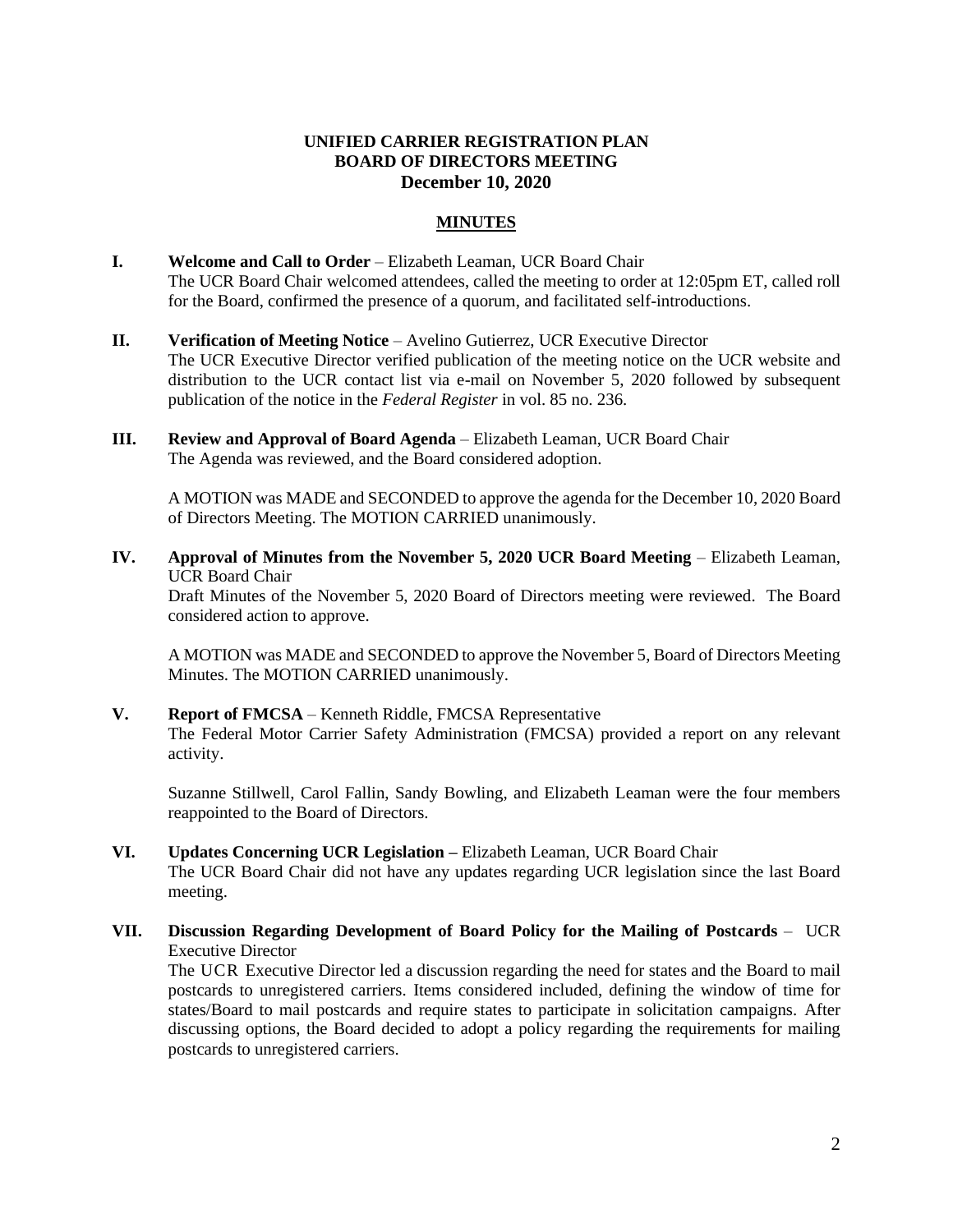**UNIFIED CARRIER REGISTRATION PLAN**
**BOARD OF DIRECTORS MEETING**
**December 10, 2020**

**MINUTES**

**I. Welcome and Call to Order** – Elizabeth Leaman, UCR Board Chair
The UCR Board Chair welcomed attendees, called the meeting to order at 12:05pm ET, called roll for the Board, confirmed the presence of a quorum, and facilitated self-introductions.

**II. Verification of Meeting Notice** – Avelino Gutierrez, UCR Executive Director
The UCR Executive Director verified publication of the meeting notice on the UCR website and distribution to the UCR contact list via e-mail on November 5, 2020 followed by subsequent publication of the notice in the *Federal Register* in vol. 85 no. 236.

**III. Review and Approval of Board Agenda** – Elizabeth Leaman, UCR Board Chair
The Agenda was reviewed, and the Board considered adoption.

A MOTION was MADE and SECONDED to approve the agenda for the December 10, 2020 Board of Directors Meeting. The MOTION CARRIED unanimously.

**IV. Approval of Minutes from the November 5, 2020 UCR Board Meeting** – Elizabeth Leaman, UCR Board Chair
Draft Minutes of the November 5, 2020 Board of Directors meeting were reviewed. The Board considered action to approve.

A MOTION was MADE and SECONDED to approve the November 5, Board of Directors Meeting Minutes. The MOTION CARRIED unanimously.

**V. Report of FMCSA** – Kenneth Riddle, FMCSA Representative
The Federal Motor Carrier Safety Administration (FMCSA) provided a report on any relevant activity.

Suzanne Stillwell, Carol Fallin, Sandy Bowling, and Elizabeth Leaman were the four members reappointed to the Board of Directors.

**VI. Updates Concerning UCR Legislation –** Elizabeth Leaman, UCR Board Chair
The UCR Board Chair did not have any updates regarding UCR legislation since the last Board meeting.

**VII. Discussion Regarding Development of Board Policy for the Mailing of Postcards** – UCR Executive Director
The UCR Executive Director led a discussion regarding the need for states and the Board to mail postcards to unregistered carriers. Items considered included, defining the window of time for states/Board to mail postcards and require states to participate in solicitation campaigns. After discussing options, the Board decided to adopt a policy regarding the requirements for mailing postcards to unregistered carriers.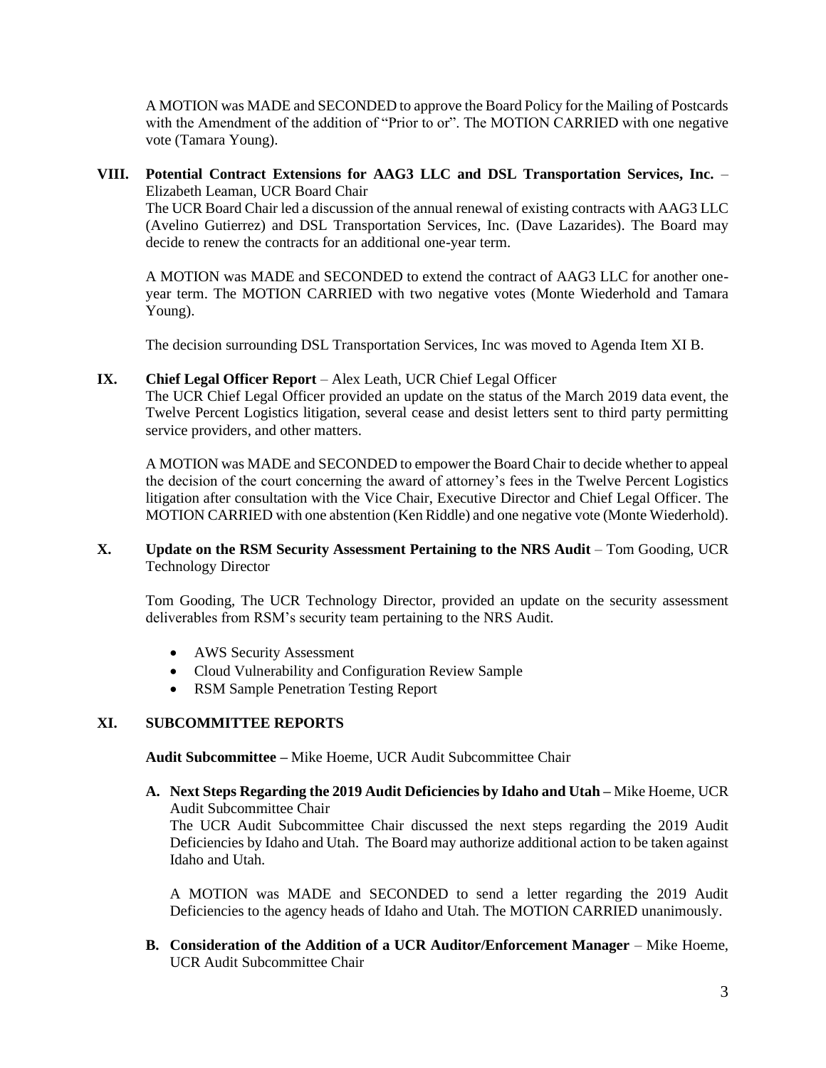A MOTION was MADE and SECONDED to approve the Board Policy for the Mailing of Postcards with the Amendment of the addition of "Prior to or". The MOTION CARRIED with one negative vote (Tamara Young).

**VIII. Potential Contract Extensions for AAG3 LLC and DSL Transportation Services, Inc.** – Elizabeth Leaman, UCR Board Chair

The UCR Board Chair led a discussion of the annual renewal of existing contracts with AAG3 LLC (Avelino Gutierrez) and DSL Transportation Services, Inc. (Dave Lazarides). The Board may decide to renew the contracts for an additional one-year term.

A MOTION was MADE and SECONDED to extend the contract of AAG3 LLC for another one-year term. The MOTION CARRIED with two negative votes (Monte Wiederhold and Tamara Young).

The decision surrounding DSL Transportation Services, Inc was moved to Agenda Item XI B.

**IX. Chief Legal Officer Report** – Alex Leath, UCR Chief Legal Officer

The UCR Chief Legal Officer provided an update on the status of the March 2019 data event, the Twelve Percent Logistics litigation, several cease and desist letters sent to third party permitting service providers, and other matters.

A MOTION was MADE and SECONDED to empower the Board Chair to decide whether to appeal the decision of the court concerning the award of attorney's fees in the Twelve Percent Logistics litigation after consultation with the Vice Chair, Executive Director and Chief Legal Officer. The MOTION CARRIED with one abstention (Ken Riddle) and one negative vote (Monte Wiederhold).

**X. Update on the RSM Security Assessment Pertaining to the NRS Audit** – Tom Gooding, UCR Technology Director

Tom Gooding, The UCR Technology Director, provided an update on the security assessment deliverables from RSM's security team pertaining to the NRS Audit.

- AWS Security Assessment
- Cloud Vulnerability and Configuration Review Sample
- RSM Sample Penetration Testing Report

**XI. SUBCOMMITTEE REPORTS**

**Audit Subcommittee –** Mike Hoeme, UCR Audit Subcommittee Chair

**A. Next Steps Regarding the 2019 Audit Deficiencies by Idaho and Utah –** Mike Hoeme, UCR Audit Subcommittee Chair

The UCR Audit Subcommittee Chair discussed the next steps regarding the 2019 Audit Deficiencies by Idaho and Utah. The Board may authorize additional action to be taken against Idaho and Utah.

A MOTION was MADE and SECONDED to send a letter regarding the 2019 Audit Deficiencies to the agency heads of Idaho and Utah. The MOTION CARRIED unanimously.

**B. Consideration of the Addition of a UCR Auditor/Enforcement Manager** – Mike Hoeme, UCR Audit Subcommittee Chair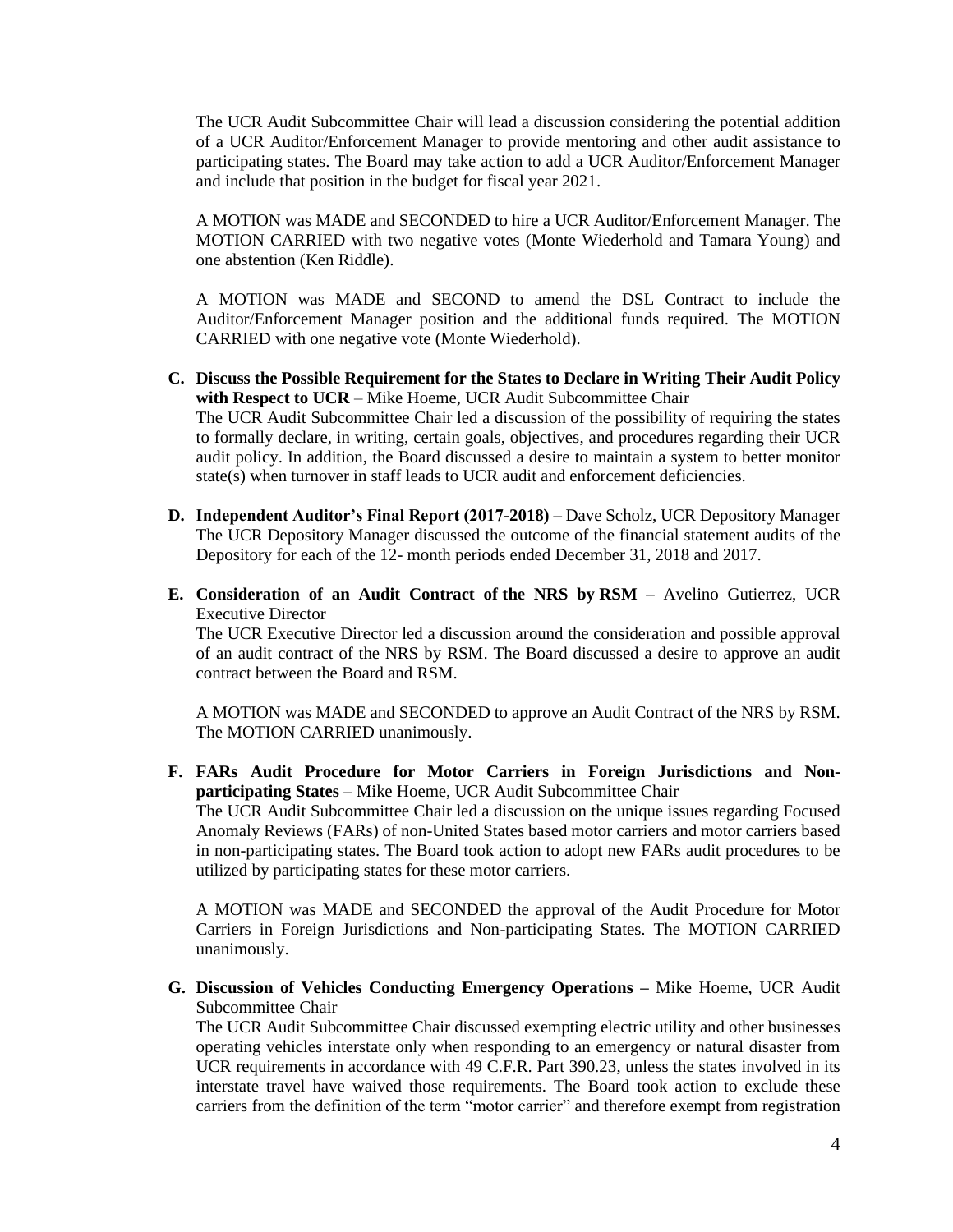The UCR Audit Subcommittee Chair will lead a discussion considering the potential addition of a UCR Auditor/Enforcement Manager to provide mentoring and other audit assistance to participating states. The Board may take action to add a UCR Auditor/Enforcement Manager and include that position in the budget for fiscal year 2021.

A MOTION was MADE and SECONDED to hire a UCR Auditor/Enforcement Manager. The MOTION CARRIED with two negative votes (Monte Wiederhold and Tamara Young) and one abstention (Ken Riddle).

A MOTION was MADE and SECOND to amend the DSL Contract to include the Auditor/Enforcement Manager position and the additional funds required. The MOTION CARRIED with one negative vote (Monte Wiederhold).

**C. Discuss the Possible Requirement for the States to Declare in Writing Their Audit Policy with Respect to UCR** – Mike Hoeme, UCR Audit Subcommittee Chair

The UCR Audit Subcommittee Chair led a discussion of the possibility of requiring the states to formally declare, in writing, certain goals, objectives, and procedures regarding their UCR audit policy. In addition, the Board discussed a desire to maintain a system to better monitor state(s) when turnover in staff leads to UCR audit and enforcement deficiencies.

**D. Independent Auditor's Final Report (2017-2018) –** Dave Scholz, UCR Depository Manager

The UCR Depository Manager discussed the outcome of the financial statement audits of the Depository for each of the 12- month periods ended December 31, 2018 and 2017.

**E. Consideration of an Audit Contract of the NRS by RSM** – Avelino Gutierrez, UCR Executive Director

The UCR Executive Director led a discussion around the consideration and possible approval of an audit contract of the NRS by RSM. The Board discussed a desire to approve an audit contract between the Board and RSM.

A MOTION was MADE and SECONDED to approve an Audit Contract of the NRS by RSM. The MOTION CARRIED unanimously.

**F. FARs Audit Procedure for Motor Carriers in Foreign Jurisdictions and Non-participating States** – Mike Hoeme, UCR Audit Subcommittee Chair

The UCR Audit Subcommittee Chair led a discussion on the unique issues regarding Focused Anomaly Reviews (FARs) of non-United States based motor carriers and motor carriers based in non-participating states. The Board took action to adopt new FARs audit procedures to be utilized by participating states for these motor carriers.

A MOTION was MADE and SECONDED the approval of the Audit Procedure for Motor Carriers in Foreign Jurisdictions and Non-participating States. The MOTION CARRIED unanimously.

**G. Discussion of Vehicles Conducting Emergency Operations –** Mike Hoeme, UCR Audit Subcommittee Chair

The UCR Audit Subcommittee Chair discussed exempting electric utility and other businesses operating vehicles interstate only when responding to an emergency or natural disaster from UCR requirements in accordance with 49 C.F.R. Part 390.23, unless the states involved in its interstate travel have waived those requirements. The Board took action to exclude these carriers from the definition of the term "motor carrier" and therefore exempt from registration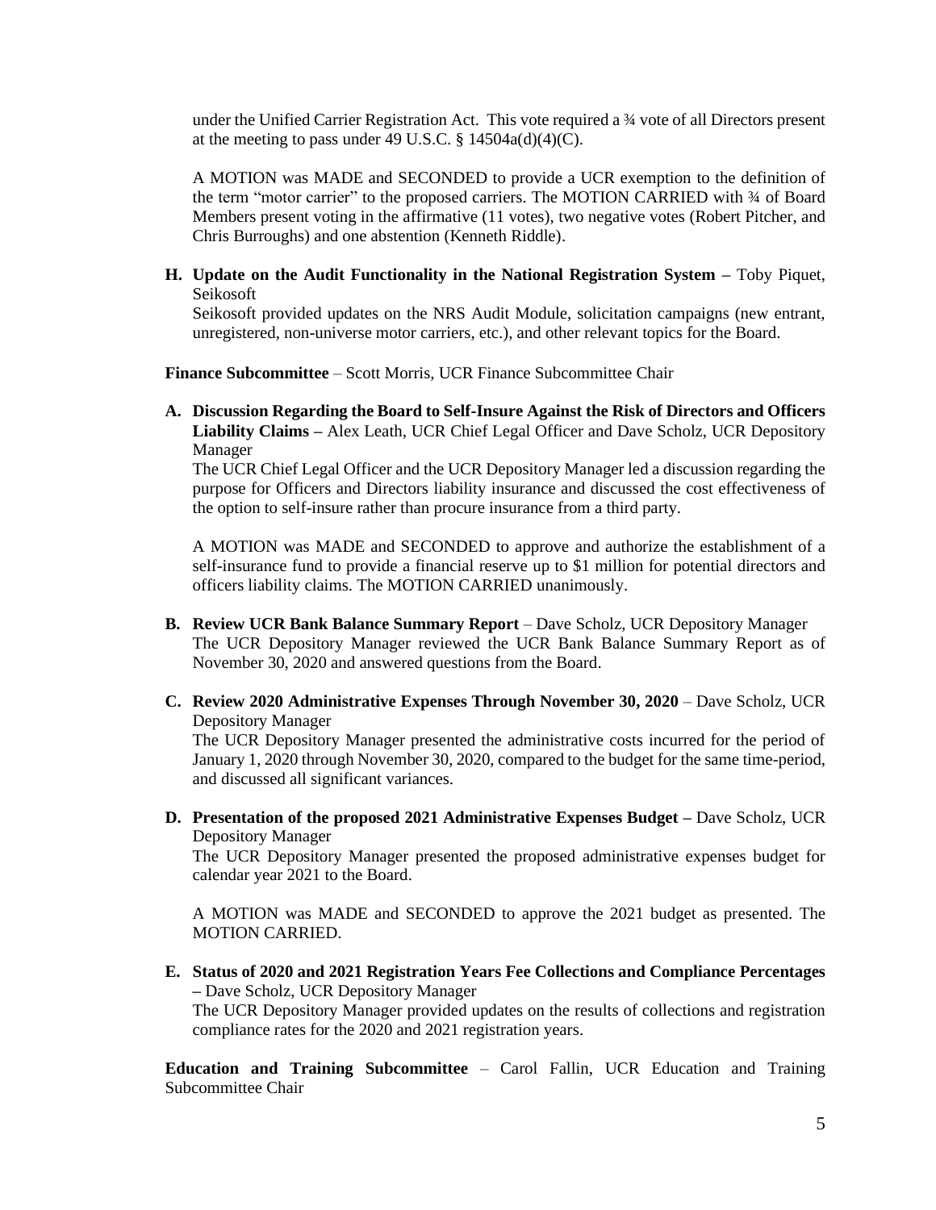under the Unified Carrier Registration Act. This vote required a ¾ vote of all Directors present at the meeting to pass under 49 U.S.C. § 14504a(d)(4)(C).

A MOTION was MADE and SECONDED to provide a UCR exemption to the definition of the term "motor carrier" to the proposed carriers. The MOTION CARRIED with ¾ of Board Members present voting in the affirmative (11 votes), two negative votes (Robert Pitcher, and Chris Burroughs) and one abstention (Kenneth Riddle).

**H. Update on the Audit Functionality in the National Registration System –** Toby Piquet, Seikosoft
Seikosoft provided updates on the NRS Audit Module, solicitation campaigns (new entrant, unregistered, non-universe motor carriers, etc.), and other relevant topics for the Board.

**Finance Subcommittee** – Scott Morris, UCR Finance Subcommittee Chair

**A. Discussion Regarding the Board to Self-Insure Against the Risk of Directors and Officers Liability Claims –** Alex Leath, UCR Chief Legal Officer and Dave Scholz, UCR Depository Manager
The UCR Chief Legal Officer and the UCR Depository Manager led a discussion regarding the purpose for Officers and Directors liability insurance and discussed the cost effectiveness of the option to self-insure rather than procure insurance from a third party.

A MOTION was MADE and SECONDED to approve and authorize the establishment of a self-insurance fund to provide a financial reserve up to $1 million for potential directors and officers liability claims. The MOTION CARRIED unanimously.

**B. Review UCR Bank Balance Summary Report** – Dave Scholz, UCR Depository Manager
The UCR Depository Manager reviewed the UCR Bank Balance Summary Report as of November 30, 2020 and answered questions from the Board.

**C. Review 2020 Administrative Expenses Through November 30, 2020** – Dave Scholz, UCR Depository Manager
The UCR Depository Manager presented the administrative costs incurred for the period of January 1, 2020 through November 30, 2020, compared to the budget for the same time-period, and discussed all significant variances.

**D. Presentation of the proposed 2021 Administrative Expenses Budget –** Dave Scholz, UCR Depository Manager
The UCR Depository Manager presented the proposed administrative expenses budget for calendar year 2021 to the Board.

A MOTION was MADE and SECONDED to approve the 2021 budget as presented. The MOTION CARRIED.

**E. Status of 2020 and 2021 Registration Years Fee Collections and Compliance Percentages –** Dave Scholz, UCR Depository Manager
The UCR Depository Manager provided updates on the results of collections and registration compliance rates for the 2020 and 2021 registration years.

**Education and Training Subcommittee** – Carol Fallin, UCR Education and Training Subcommittee Chair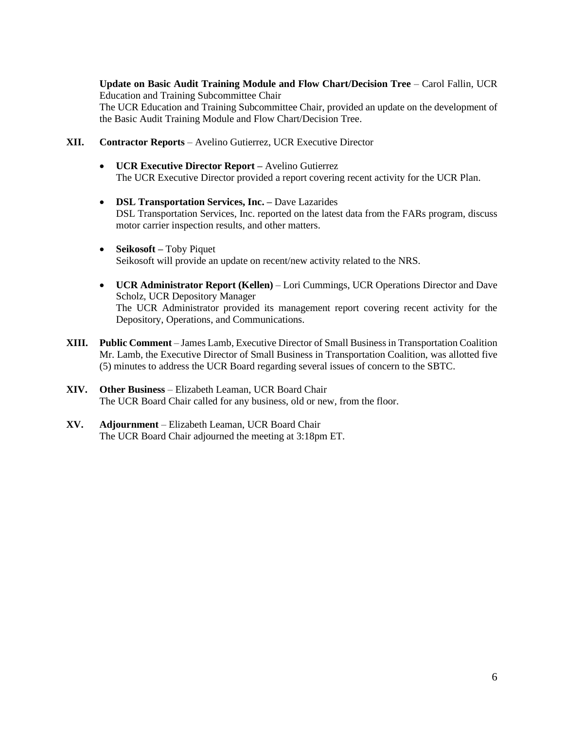**Update on Basic Audit Training Module and Flow Chart/Decision Tree** – Carol Fallin, UCR Education and Training Subcommittee Chair
The UCR Education and Training Subcommittee Chair, provided an update on the development of the Basic Audit Training Module and Flow Chart/Decision Tree.

**XII. Contractor Reports** – Avelino Gutierrez, UCR Executive Director

- **UCR Executive Director Report –** Avelino Gutierrez
  The UCR Executive Director provided a report covering recent activity for the UCR Plan.

- **DSL Transportation Services, Inc. –** Dave Lazarides
  DSL Transportation Services, Inc. reported on the latest data from the FARs program, discuss motor carrier inspection results, and other matters.

- **Seikosoft –** Toby Piquet
  Seikosoft will provide an update on recent/new activity related to the NRS.

- **UCR Administrator Report (Kellen)** – Lori Cummings, UCR Operations Director and Dave Scholz, UCR Depository Manager
  The UCR Administrator provided its management report covering recent activity for the Depository, Operations, and Communications.

**XIII. Public Comment** – James Lamb, Executive Director of Small Business in Transportation Coalition
Mr. Lamb, the Executive Director of Small Business in Transportation Coalition, was allotted five (5) minutes to address the UCR Board regarding several issues of concern to the SBTC.

**XIV. Other Business** – Elizabeth Leaman, UCR Board Chair
The UCR Board Chair called for any business, old or new, from the floor.

**XV. Adjournment** – Elizabeth Leaman, UCR Board Chair
The UCR Board Chair adjourned the meeting at 3:18pm ET.